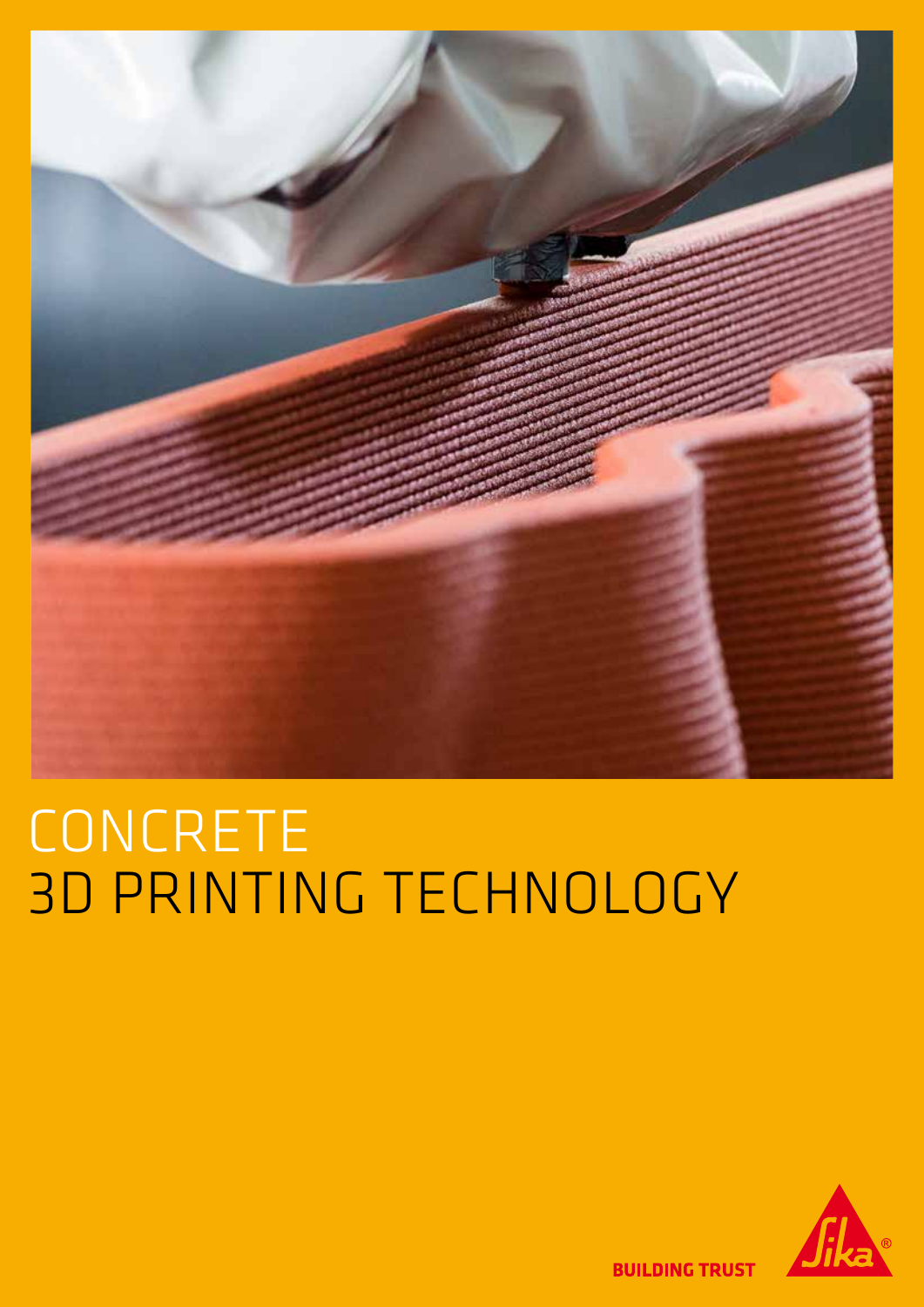# CONCRETE
# 3D PRINTING TECHNOLOGY

BUILDING TRUST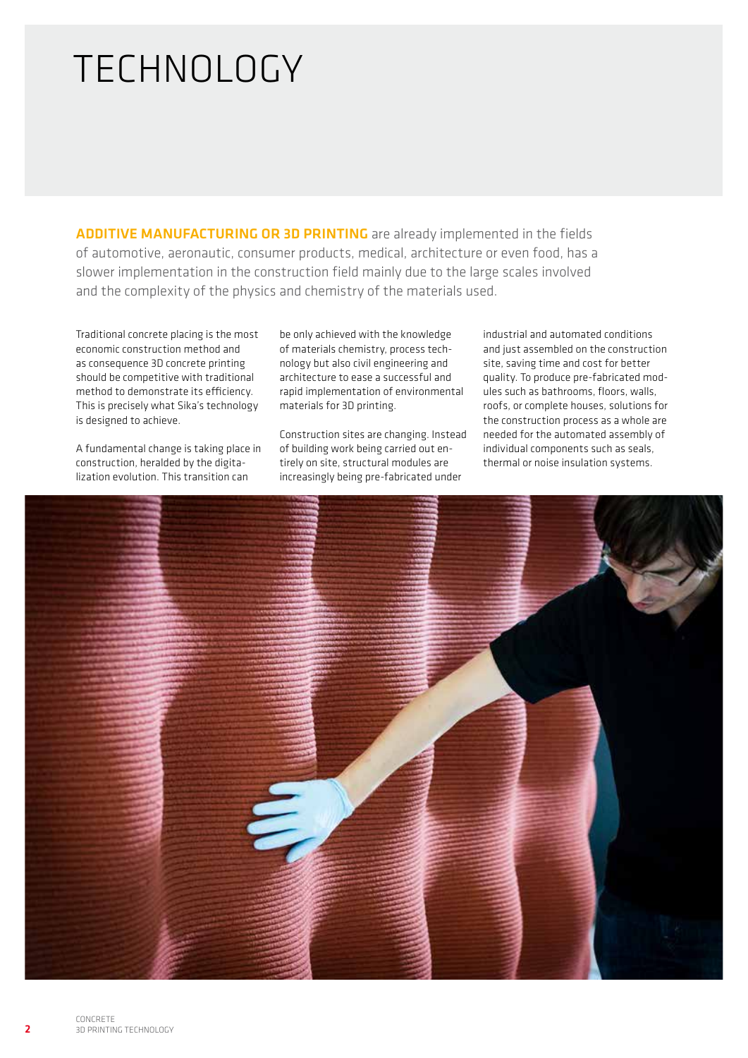# TECHNOLOGY

**ADDITIVE MANUFACTURING OR 3D PRINTING** are already implemented in the fields of automotive, aeronautic, consumer products, medical, architecture or even food, has a slower implementation in the construction field mainly due to the large scales involved and the complexity of the physics and chemistry of the materials used.

Traditional concrete placing is the most economic construction method and as consequence 3D concrete printing should be competitive with traditional method to demonstrate its efficiency. This is precisely what Sika's technology is designed to achieve.

A fundamental change is taking place in construction, heralded by the digitalization evolution. This transition can be only achieved with the knowledge of materials chemistry, process technology but also civil engineering and architecture to ease a successful and rapid implementation of environmental materials for 3D printing.

Construction sites are changing. Instead of building work being carried out entirely on site, structural modules are increasingly being pre-fabricated under industrial and automated conditions and just assembled on the construction site, saving time and cost for better quality. To produce pre-fabricated modules such as bathrooms, floors, walls, roofs, or complete houses, solutions for the construction process as a whole are needed for the automated assembly of individual components such as seals, thermal or noise insulation systems.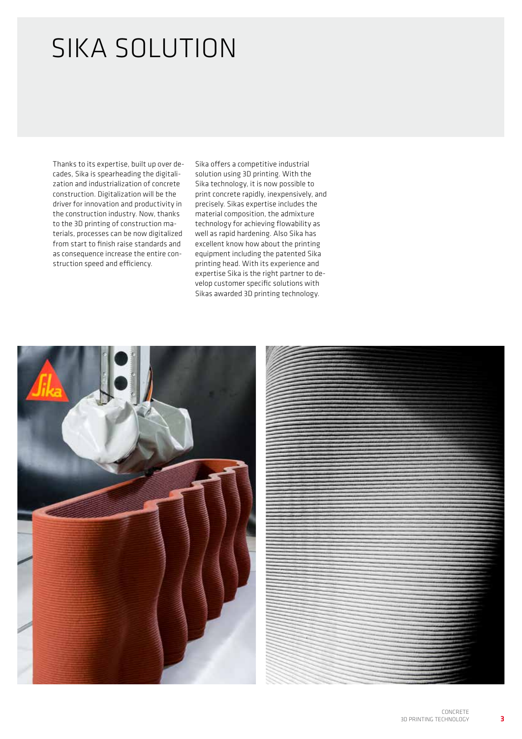# SIKA SOLUTION

Thanks to its expertise, built up over decades, Sika is spearheading the digitalization and industrialization of concrete construction. Digitalization will be the driver for innovation and productivity in the construction industry. Now, thanks to the 3D printing of construction materials, processes can be now digitalized from start to finish raise standards and as consequence increase the entire construction speed and efficiency.

Sika offers a competitive industrial solution using 3D printing. With the Sika technology, it is now possible to print concrete rapidly, inexpensively, and precisely. Sikas expertise includes the material composition, the admixture technology for achieving flowability as well as rapid hardening. Also Sika has excellent know how about the printing equipment including the patented Sika printing head. With its experience and expertise Sika is the right partner to develop customer specific solutions with Sikas awarded 3D printing technology.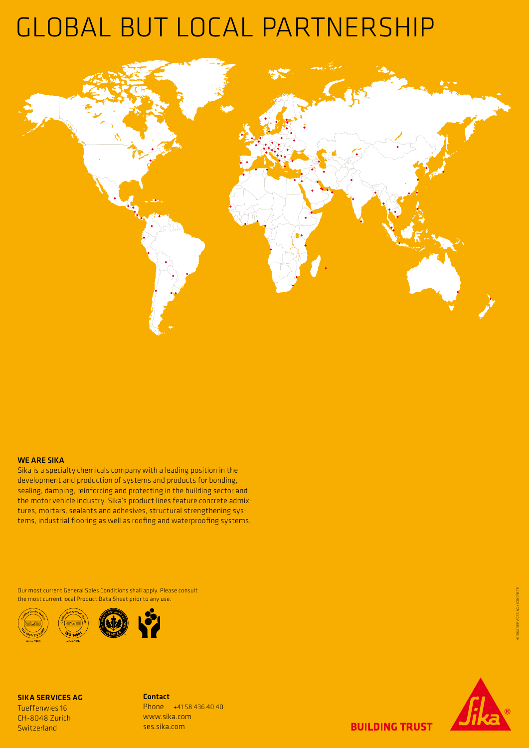# GLOBAL BUT LOCAL PARTNERSHIP

## WE ARE SIKA

Sika is a specialty chemicals company with a leading position in the development and production of systems and products for bonding, sealing, damping, reinforcing and protecting in the building sector and the motor vehicle industry. Sika's product lines feature concrete admixtures, mortars, sealants and adhesives, structural strengthening systems, industrial flooring as well as roofing and waterproofing systems.

Our most current General Sales Conditions shall apply. Please consult the most current local Product Data Sheet prior to any use.

**SIKA SERVICES AG**
Tueffenwies 16
CH-8048 Zurich
Switzerland

**Contact**
Phone +41 58 436 40 40
www.sika.com
ses.sika.com

**BUILDING TRUST**

© SIKA SERVICES AG / CONCRETE